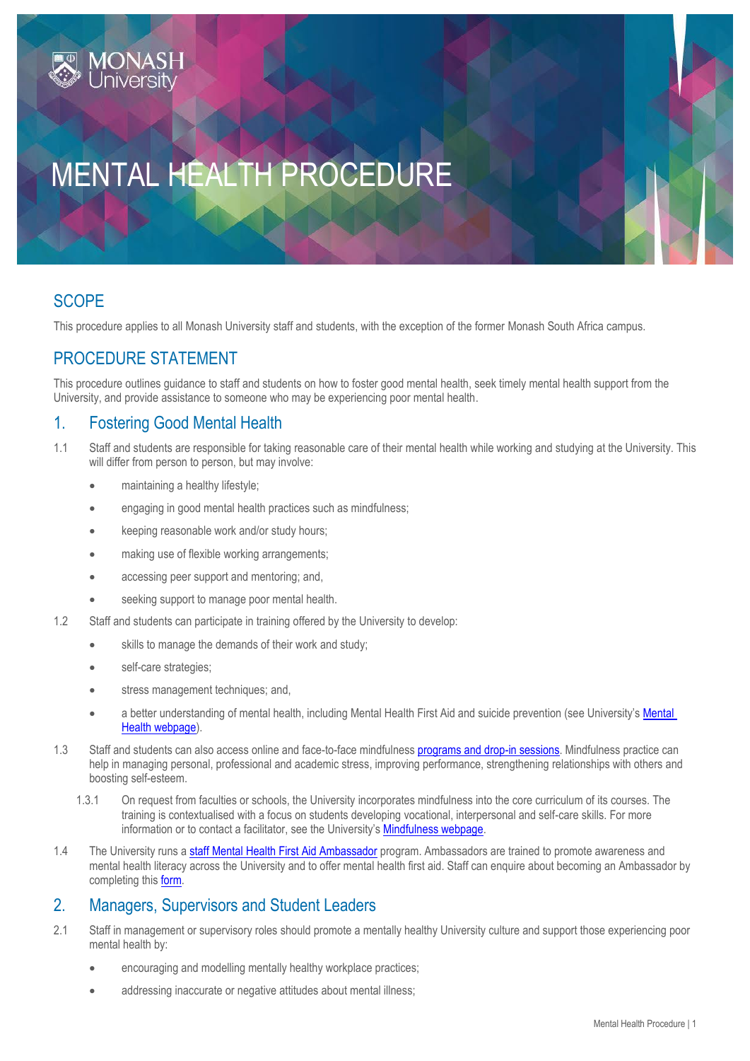# MENTAL HEALTH PROCEDURE

## SCOPE

This procedure applies to all Monash University staff and students, with the exception of the former Monash South Africa campus.

## PROCEDURE STATEMENT

This procedure outlines guidance to staff and students on how to foster good mental health, seek timely mental health support from the University, and provide assistance to someone who may be experiencing poor mental health.

## 1. Fostering Good Mental Health

1.1 Staff and students are responsible for taking reasonable care of their mental health while working and studying at the University. This will differ from person to person, but may involve:

- maintaining a healthy lifestyle;
- engaging in good mental health practices such as mindfulness;
- keeping reasonable work and/or study hours;
- making use of flexible working arrangements;
- accessing peer support and mentoring; and,
- seeking support to manage poor mental health.

1.2 Staff and students can participate in training offered by the University to develop:

- skills to manage the demands of their work and study;
- self-care strategies;
- stress management techniques; and,
- a better understanding of mental health, including Mental Health First Aid and suicide prevention (see University's Mental Health webpage).

1.3 Staff and students can also access online and face-to-face mindfulness programs and drop-in sessions. Mindfulness practice can help in managing personal, professional and academic stress, improving performance, strengthening relationships with others and boosting self-esteem.

1.3.1 On request from faculties or schools, the University incorporates mindfulness into the core curriculum of its courses. The training is contextualised with a focus on students developing vocational, interpersonal and self-care skills. For more information or to contact a facilitator, see the University's Mindfulness webpage.

1.4 The University runs a staff Mental Health First Aid Ambassador program. Ambassadors are trained to promote awareness and mental health literacy across the University and to offer mental health first aid. Staff can enquire about becoming an Ambassador by completing this form.

## 2. Managers, Supervisors and Student Leaders

2.1 Staff in management or supervisory roles should promote a mentally healthy University culture and support those experiencing poor mental health by:

- encouraging and modelling mentally healthy workplace practices;
- addressing inaccurate or negative attitudes about mental illness;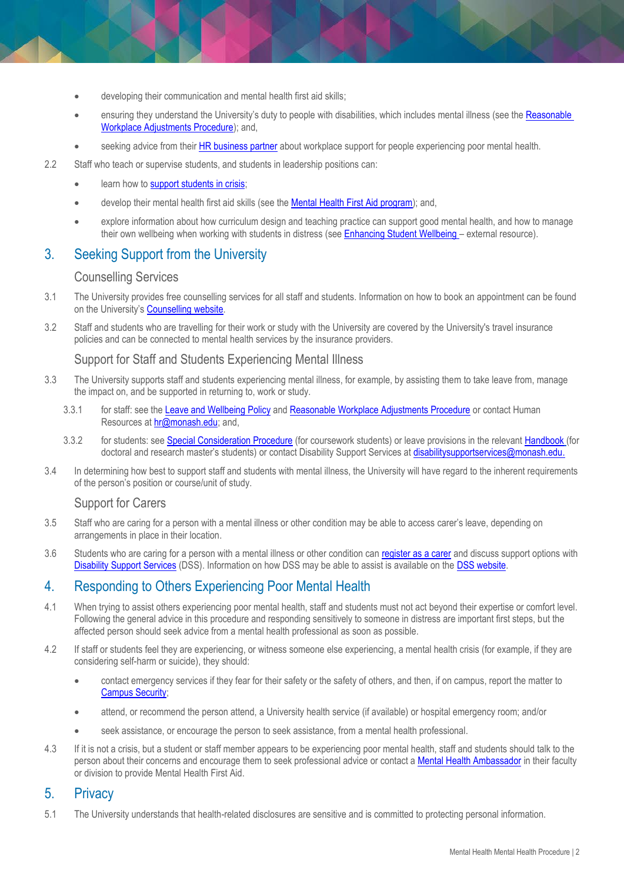- developing their communication and mental health first aid skills;
- ensuring they understand the University's duty to people with disabilities, which includes mental illness (see the Reasonable Workplace Adjustments Procedure); and,
- seeking advice from their HR business partner about workplace support for people experiencing poor mental health.

2.2 Staff who teach or supervise students, and students in leadership positions can:

- learn how to support students in crisis;
- develop their mental health first aid skills (see the Mental Health First Aid program); and,
- explore information about how curriculum design and teaching practice can support good mental health, and how to manage their own wellbeing when working with students in distress (see Enhancing Student Wellbeing – external resource).

## 3. Seeking Support from the University

### Counselling Services

3.1 The University provides free counselling services for all staff and students. Information on how to book an appointment can be found on the University's Counselling website.

3.2 Staff and students who are travelling for their work or study with the University are covered by the University's travel insurance policies and can be connected to mental health services by the insurance providers.

### Support for Staff and Students Experiencing Mental Illness

3.3 The University supports staff and students experiencing mental illness, for example, by assisting them to take leave from, manage the impact on, and be supported in returning to, work or study.

3.3.1 for staff: see the Leave and Wellbeing Policy and Reasonable Workplace Adjustments Procedure or contact Human Resources at hr@monash.edu; and,

3.3.2 for students: see Special Consideration Procedure (for coursework students) or leave provisions in the relevant Handbook (for doctoral and research master's students) or contact Disability Support Services at disabilitysupportservices@monash.edu.

3.4 In determining how best to support staff and students with mental illness, the University will have regard to the inherent requirements of the person's position or course/unit of study.

### Support for Carers

3.5 Staff who are caring for a person with a mental illness or other condition may be able to access carer's leave, depending on arrangements in place in their location.

3.6 Students who are caring for a person with a mental illness or other condition can register as a carer and discuss support options with Disability Support Services (DSS). Information on how DSS may be able to assist is available on the DSS website.

## 4. Responding to Others Experiencing Poor Mental Health

4.1 When trying to assist others experiencing poor mental health, staff and students must not act beyond their expertise or comfort level. Following the general advice in this procedure and responding sensitively to someone in distress are important first steps, but the affected person should seek advice from a mental health professional as soon as possible.

4.2 If staff or students feel they are experiencing, or witness someone else experiencing, a mental health crisis (for example, if they are considering self-harm or suicide), they should:

- contact emergency services if they fear for their safety or the safety of others, and then, if on campus, report the matter to Campus Security;
- attend, or recommend the person attend, a University health service (if available) or hospital emergency room; and/or
- seek assistance, or encourage the person to seek assistance, from a mental health professional.

4.3 If it is not a crisis, but a student or staff member appears to be experiencing poor mental health, staff and students should talk to the person about their concerns and encourage them to seek professional advice or contact a Mental Health Ambassador in their faculty or division to provide Mental Health First Aid.

## 5. Privacy

5.1 The University understands that health-related disclosures are sensitive and is committed to protecting personal information.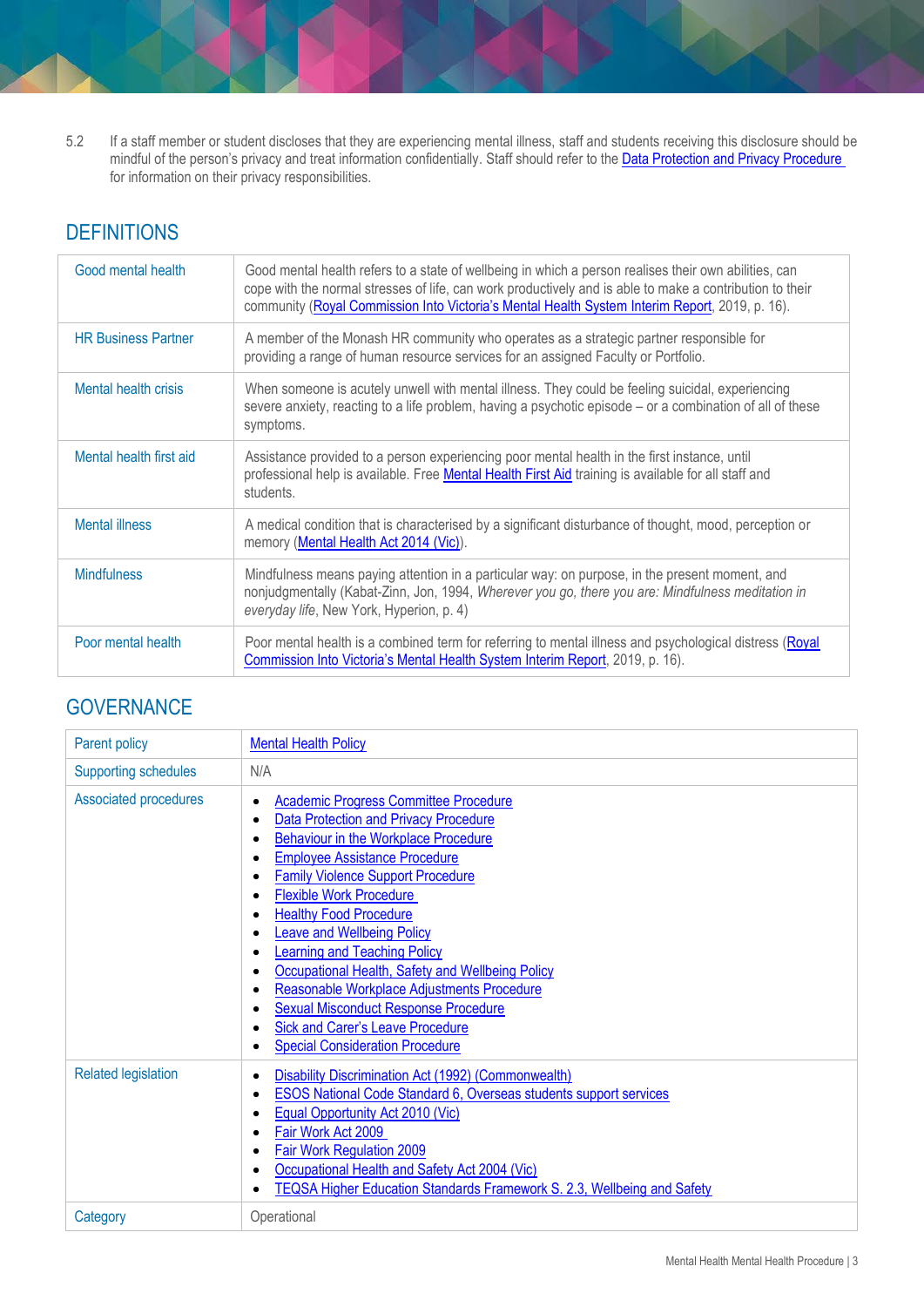5.2 If a staff member or student discloses that they are experiencing mental illness, staff and students receiving this disclosure should be mindful of the person's privacy and treat information confidentially. Staff should refer to the Data Protection and Privacy Procedure for information on their privacy responsibilities.

## DEFINITIONS

| Term | Definition |
|---|---|
| Good mental health | Good mental health refers to a state of wellbeing in which a person realises their own abilities, can cope with the normal stresses of life, can work productively and is able to make a contribution to their community (Royal Commission Into Victoria's Mental Health System Interim Report, 2019, p. 16). |
| HR Business Partner | A member of the Monash HR community who operates as a strategic partner responsible for providing a range of human resource services for an assigned Faculty or Portfolio. |
| Mental health crisis | When someone is acutely unwell with mental illness. They could be feeling suicidal, experiencing severe anxiety, reacting to a life problem, having a psychotic episode – or a combination of all of these symptoms. |
| Mental health first aid | Assistance provided to a person experiencing poor mental health in the first instance, until professional help is available. Free Mental Health First Aid training is available for all staff and students. |
| Mental illness | A medical condition that is characterised by a significant disturbance of thought, mood, perception or memory (Mental Health Act 2014 (Vic)). |
| Mindfulness | Mindfulness means paying attention in a particular way: on purpose, in the present moment, and nonjudgmentally (Kabat-Zinn, Jon, 1994, *Wherever you go, there you are: Mindfulness meditation in everyday life*, New York, Hyperion, p. 4) |
| Poor mental health | Poor mental health is a combined term for referring to mental illness and psychological distress (Royal Commission Into Victoria's Mental Health System Interim Report, 2019, p. 16). |

## GOVERNANCE

| Item | Details |
|---|---|
| Parent policy | Mental Health Policy |
| Supporting schedules | N/A |
| Associated procedures | • Academic Progress Committee Procedure<br>• Data Protection and Privacy Procedure<br>• Behaviour in the Workplace Procedure<br>• Employee Assistance Procedure<br>• Family Violence Support Procedure<br>• Flexible Work Procedure<br>• Healthy Food Procedure<br>• Leave and Wellbeing Policy<br>• Learning and Teaching Policy<br>• Occupational Health, Safety and Wellbeing Policy<br>• Reasonable Workplace Adjustments Procedure<br>• Sexual Misconduct Response Procedure<br>• Sick and Carer's Leave Procedure<br>• Special Consideration Procedure |
| Related legislation | • Disability Discrimination Act (1992) (Commonwealth)<br>• ESOS National Code Standard 6, Overseas students support services<br>• Equal Opportunity Act 2010 (Vic)<br>• Fair Work Act 2009<br>• Fair Work Regulation 2009<br>• Occupational Health and Safety Act 2004 (Vic)<br>• TEQSA Higher Education Standards Framework S. 2.3, Wellbeing and Safety |
| Category | Operational |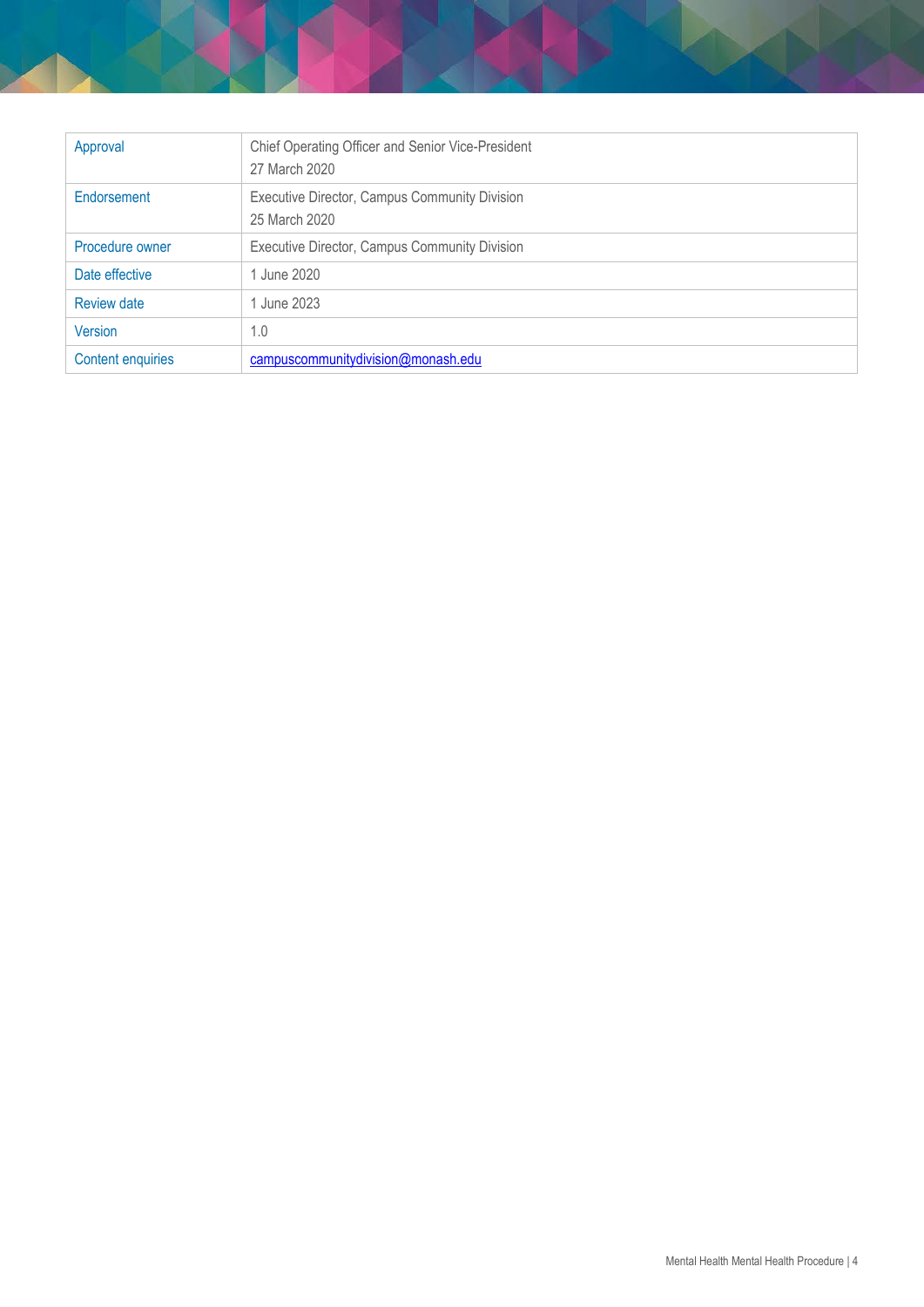| | |
|---|---|
| Approval | Chief Operating Officer and Senior Vice-President<br>27 March 2020 |
| Endorsement | Executive Director, Campus Community Division<br>25 March 2020 |
| Procedure owner | Executive Director, Campus Community Division |
| Date effective | 1 June 2020 |
| Review date | 1 June 2023 |
| Version | 1.0 |
| Content enquiries | campuscommunitydivision@monash.edu |